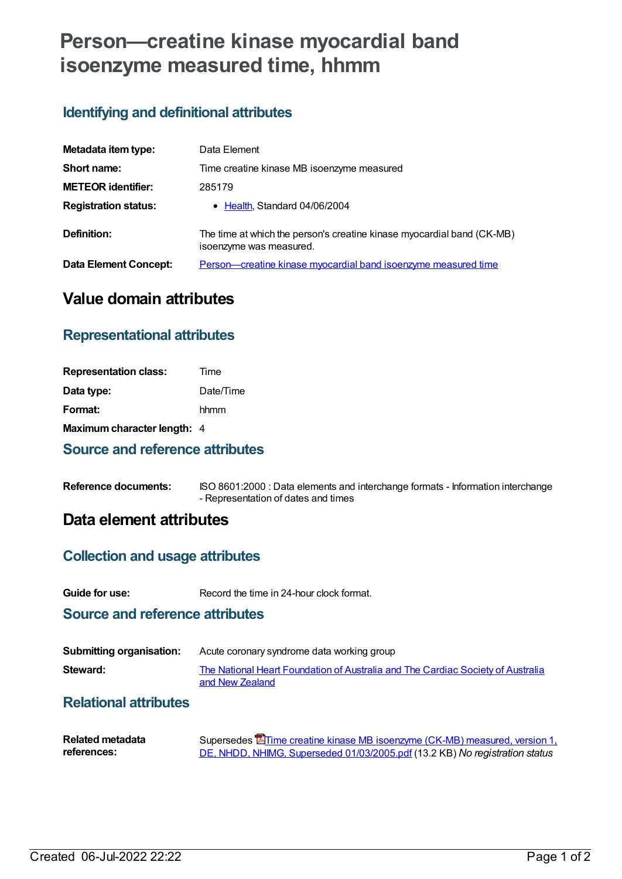# Person—creatine kinase myocardial band isoenzyme measured time, hhmm

## Identifying and definitional attributes

| | |
|---|---|
| **Metadata item type:** | Data Element |
| **Short name:** | Time creatine kinase MB isoenzyme measured |
| **METEOR identifier:** | 285179 |
| **Registration status:** | • Health, Standard 04/06/2004 |
| **Definition:** | The time at which the person's creatine kinase myocardial band (CK-MB) isoenzyme was measured. |
| **Data Element Concept:** | Person—creatine kinase myocardial band isoenzyme measured time |

# Value domain attributes

## Representational attributes

| | |
|---|---|
| **Representation class:** | Time |
| **Data type:** | Date/Time |
| **Format:** | hhmm |
| **Maximum character length:** | 4 |

## Source and reference attributes

| | |
|---|---|
| **Reference documents:** | ISO 8601:2000 : Data elements and interchange formats - Information interchange - Representation of dates and times |

# Data element attributes

## Collection and usage attributes

| | |
|---|---|
| **Guide for use:** | Record the time in 24-hour clock format. |

## Source and reference attributes

| | |
|---|---|
| **Submitting organisation:** | Acute coronary syndrome data working group |
| **Steward:** | The National Heart Foundation of Australia and The Cardiac Society of Australia and New Zealand |

## Relational attributes

| | |
|---|---|
| **Related metadata references:** | Supersedes Time creatine kinase MB isoenzyme (CK-MB) measured, version 1, DE, NHDD, NHIMG, Superseded 01/03/2005.pdf (13.2 KB) *No registration status* |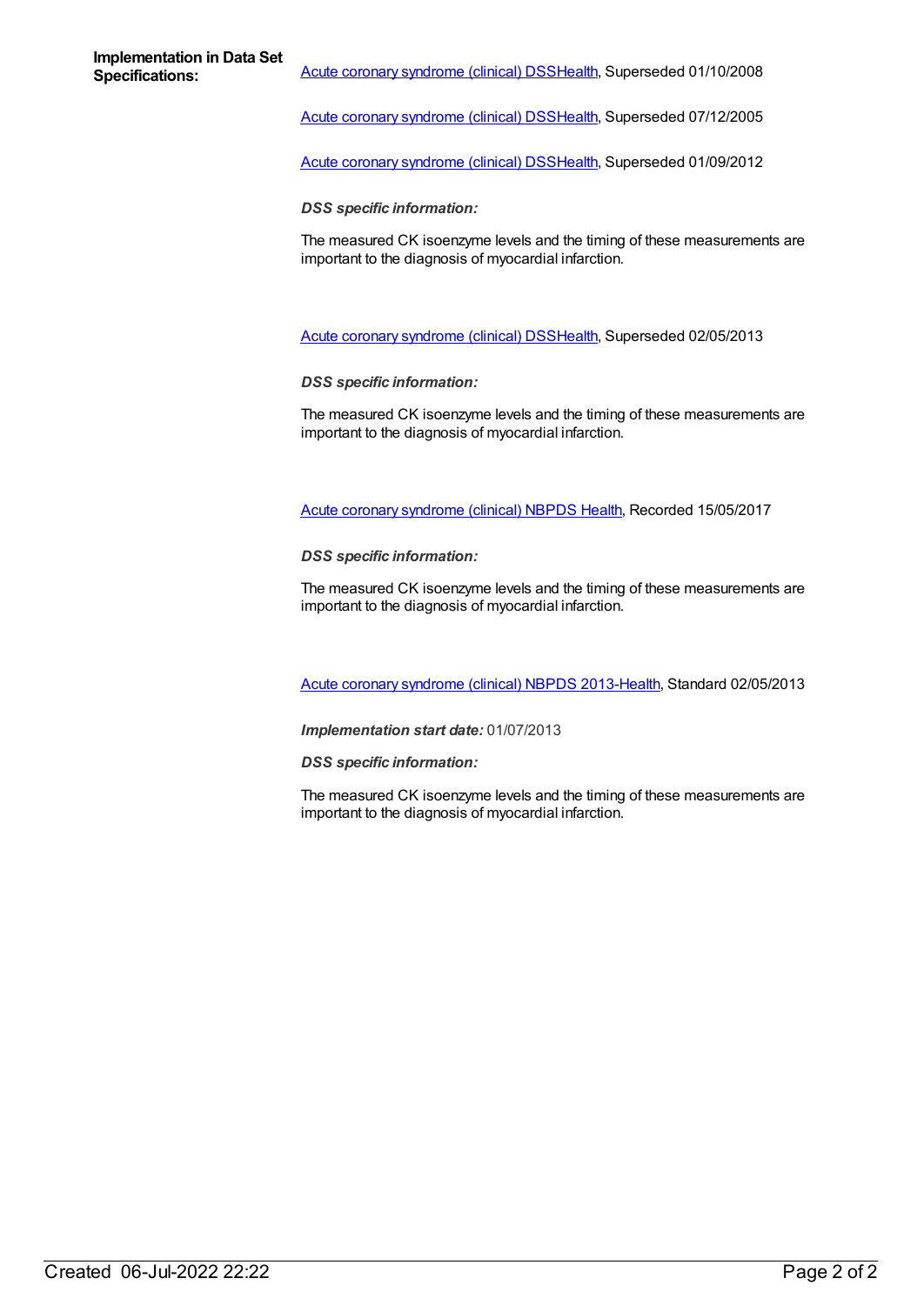**Implementation in Data Set Specifications:**

Acute coronary syndrome (clinical) DSSHealth, Superseded 01/10/2008

Acute coronary syndrome (clinical) DSSHealth, Superseded 07/12/2005

Acute coronary syndrome (clinical) DSSHealth, Superseded 01/09/2012

*DSS specific information:*

The measured CK isoenzyme levels and the timing of these measurements are important to the diagnosis of myocardial infarction.

Acute coronary syndrome (clinical) DSSHealth, Superseded 02/05/2013

*DSS specific information:*

The measured CK isoenzyme levels and the timing of these measurements are important to the diagnosis of myocardial infarction.

Acute coronary syndrome (clinical) NBPDS Health, Recorded 15/05/2017

*DSS specific information:*

The measured CK isoenzyme levels and the timing of these measurements are important to the diagnosis of myocardial infarction.

Acute coronary syndrome (clinical) NBPDS 2013-Health, Standard 02/05/2013

***Implementation start date:*** 01/07/2013

*DSS specific information:*

The measured CK isoenzyme levels and the timing of these measurements are important to the diagnosis of myocardial infarction.